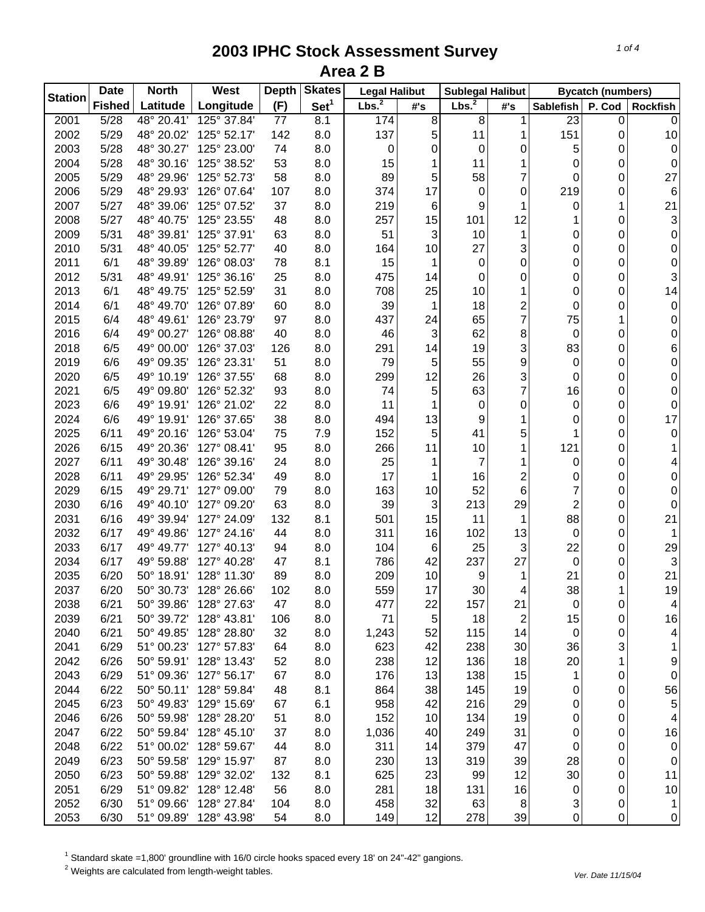# 2003 IPHC Stock Assessment Survey
## Area 2 B

| Station | Date | North | West | Depth | Skates | Legal Halibut | | Sublegal Halibut | | Bycatch (numbers) | | |
|---|---|---|---|---|---|---|---|---|---|---|---|---|
| | Fished | Latitude | Longitude | (F) | Set[1] | Lbs.[2] | #'s | Lbs.[2] | #'s | Sablefish | P. Cod | Rockfish |
| 2001 | 5/28 | 48° 20.41' | 125° 37.84' | 77 | 8.1 | 174 | 8 | 8 | 1 | 23 | 0 | 0 |
| 2002 | 5/29 | 48° 20.02' | 125° 52.17' | 142 | 8.0 | 137 | 5 | 11 | 1 | 151 | 0 | 10 |
| 2003 | 5/28 | 48° 30.27' | 125° 23.00' | 74 | 8.0 | 0 | 0 | 0 | 0 | 5 | 0 | 0 |
| 2004 | 5/28 | 48° 30.16' | 125° 38.52' | 53 | 8.0 | 15 | 1 | 11 | 1 | 0 | 0 | 0 |
| 2005 | 5/29 | 48° 29.96' | 125° 52.73' | 58 | 8.0 | 89 | 5 | 58 | 7 | 0 | 0 | 27 |
| 2006 | 5/29 | 48° 29.93' | 126° 07.64' | 107 | 8.0 | 374 | 17 | 0 | 0 | 219 | 0 | 6 |
| 2007 | 5/27 | 48° 39.06' | 125° 07.52' | 37 | 8.0 | 219 | 6 | 9 | 1 | 0 | 1 | 21 |
| 2008 | 5/27 | 48° 40.75' | 125° 23.55' | 48 | 8.0 | 257 | 15 | 101 | 12 | 1 | 0 | 3 |
| 2009 | 5/31 | 48° 39.81' | 125° 37.91' | 63 | 8.0 | 51 | 3 | 10 | 1 | 0 | 0 | 0 |
| 2010 | 5/31 | 48° 40.05' | 125° 52.77' | 40 | 8.0 | 164 | 10 | 27 | 3 | 0 | 0 | 0 |
| 2011 | 6/1 | 48° 39.89' | 126° 08.03' | 78 | 8.1 | 15 | 1 | 0 | 0 | 0 | 0 | 0 |
| 2012 | 5/31 | 48° 49.91' | 125° 36.16' | 25 | 8.0 | 475 | 14 | 0 | 0 | 0 | 0 | 3 |
| 2013 | 6/1 | 48° 49.75' | 125° 52.59' | 31 | 8.0 | 708 | 25 | 10 | 1 | 0 | 0 | 14 |
| 2014 | 6/1 | 48° 49.70' | 126° 07.89' | 60 | 8.0 | 39 | 1 | 18 | 2 | 0 | 0 | 0 |
| 2015 | 6/4 | 48° 49.61' | 126° 23.79' | 97 | 8.0 | 437 | 24 | 65 | 7 | 75 | 1 | 0 |
| 2016 | 6/4 | 49° 00.27' | 126° 08.88' | 40 | 8.0 | 46 | 3 | 62 | 8 | 0 | 0 | 0 |
| 2018 | 6/5 | 49° 00.00' | 126° 37.03' | 126 | 8.0 | 291 | 14 | 19 | 3 | 83 | 0 | 6 |
| 2019 | 6/6 | 49° 09.35' | 126° 23.31' | 51 | 8.0 | 79 | 5 | 55 | 9 | 0 | 0 | 0 |
| 2020 | 6/5 | 49° 10.19' | 126° 37.55' | 68 | 8.0 | 299 | 12 | 26 | 3 | 0 | 0 | 0 |
| 2021 | 6/5 | 49° 09.80' | 126° 52.32' | 93 | 8.0 | 74 | 5 | 63 | 7 | 16 | 0 | 0 |
| 2023 | 6/6 | 49° 19.91' | 126° 21.02' | 22 | 8.0 | 11 | 1 | 0 | 0 | 0 | 0 | 0 |
| 2024 | 6/6 | 49° 19.91' | 126° 37.65' | 38 | 8.0 | 494 | 13 | 9 | 1 | 0 | 0 | 17 |
| 2025 | 6/11 | 49° 20.16' | 126° 53.04' | 75 | 7.9 | 152 | 5 | 41 | 5 | 1 | 0 | 0 |
| 2026 | 6/15 | 49° 20.36' | 127° 08.41' | 95 | 8.0 | 266 | 11 | 10 | 1 | 121 | 0 | 1 |
| 2027 | 6/11 | 49° 30.48' | 126° 39.16' | 24 | 8.0 | 25 | 1 | 7 | 1 | 0 | 0 | 4 |
| 2028 | 6/11 | 49° 29.95' | 126° 52.34' | 49 | 8.0 | 17 | 1 | 16 | 2 | 0 | 0 | 0 |
| 2029 | 6/15 | 49° 29.71' | 127° 09.00' | 79 | 8.0 | 163 | 10 | 52 | 6 | 7 | 0 | 0 |
| 2030 | 6/16 | 49° 40.10' | 127° 09.20' | 63 | 8.0 | 39 | 3 | 213 | 29 | 2 | 0 | 0 |
| 2031 | 6/16 | 49° 39.94' | 127° 24.09' | 132 | 8.1 | 501 | 15 | 11 | 1 | 88 | 0 | 21 |
| 2032 | 6/17 | 49° 49.86' | 127° 24.16' | 44 | 8.0 | 311 | 16 | 102 | 13 | 0 | 0 | 1 |
| 2033 | 6/17 | 49° 49.77' | 127° 40.13' | 94 | 8.0 | 104 | 6 | 25 | 3 | 22 | 0 | 29 |
| 2034 | 6/17 | 49° 59.88' | 127° 40.28' | 47 | 8.1 | 786 | 42 | 237 | 27 | 0 | 0 | 3 |
| 2035 | 6/20 | 50° 18.91' | 128° 11.30' | 89 | 8.0 | 209 | 10 | 9 | 1 | 21 | 0 | 21 |
| 2037 | 6/20 | 50° 30.73' | 128° 26.66' | 102 | 8.0 | 559 | 17 | 30 | 4 | 38 | 1 | 19 |
| 2038 | 6/21 | 50° 39.86' | 128° 27.63' | 47 | 8.0 | 477 | 22 | 157 | 21 | 0 | 0 | 4 |
| 2039 | 6/21 | 50° 39.72' | 128° 43.81' | 106 | 8.0 | 71 | 5 | 18 | 2 | 15 | 0 | 16 |
| 2040 | 6/21 | 50° 49.85' | 128° 28.80' | 32 | 8.0 | 1,243 | 52 | 115 | 14 | 0 | 0 | 4 |
| 2041 | 6/29 | 51° 00.23' | 127° 57.83' | 64 | 8.0 | 623 | 42 | 238 | 30 | 36 | 3 | 1 |
| 2042 | 6/26 | 50° 59.91' | 128° 13.43' | 52 | 8.0 | 238 | 12 | 136 | 18 | 20 | 1 | 9 |
| 2043 | 6/29 | 51° 09.36' | 127° 56.17' | 67 | 8.0 | 176 | 13 | 138 | 15 | 1 | 0 | 0 |
| 2044 | 6/22 | 50° 50.11' | 128° 59.84' | 48 | 8.1 | 864 | 38 | 145 | 19 | 0 | 0 | 56 |
| 2045 | 6/23 | 50° 49.83' | 129° 15.69' | 67 | 6.1 | 958 | 42 | 216 | 29 | 0 | 0 | 5 |
| 2046 | 6/26 | 50° 59.98' | 128° 28.20' | 51 | 8.0 | 152 | 10 | 134 | 19 | 0 | 0 | 4 |
| 2047 | 6/22 | 50° 59.84' | 128° 45.10' | 37 | 8.0 | 1,036 | 40 | 249 | 31 | 0 | 0 | 16 |
| 2048 | 6/22 | 51° 00.02' | 128° 59.67' | 44 | 8.0 | 311 | 14 | 379 | 47 | 0 | 0 | 0 |
| 2049 | 6/23 | 50° 59.58' | 129° 15.97' | 87 | 8.0 | 230 | 13 | 319 | 39 | 28 | 0 | 0 |
| 2050 | 6/23 | 50° 59.88' | 129° 32.02' | 132 | 8.1 | 625 | 23 | 99 | 12 | 30 | 0 | 11 |
| 2051 | 6/29 | 51° 09.82' | 128° 12.48' | 56 | 8.0 | 281 | 18 | 131 | 16 | 0 | 0 | 10 |
| 2052 | 6/30 | 51° 09.66' | 128° 27.84' | 104 | 8.0 | 458 | 32 | 63 | 8 | 3 | 0 | 1 |
| 2053 | 6/30 | 51° 09.89' | 128° 43.98' | 54 | 8.0 | 149 | 12 | 278 | 39 | 0 | 0 | 0 |

[1] Standard skate =1,800' groundline with 16/0 circle hooks spaced every 18' on 24"-42" gangions.

[2] Weights are calculated from length-weight tables.

*Ver. Date 11/15/04*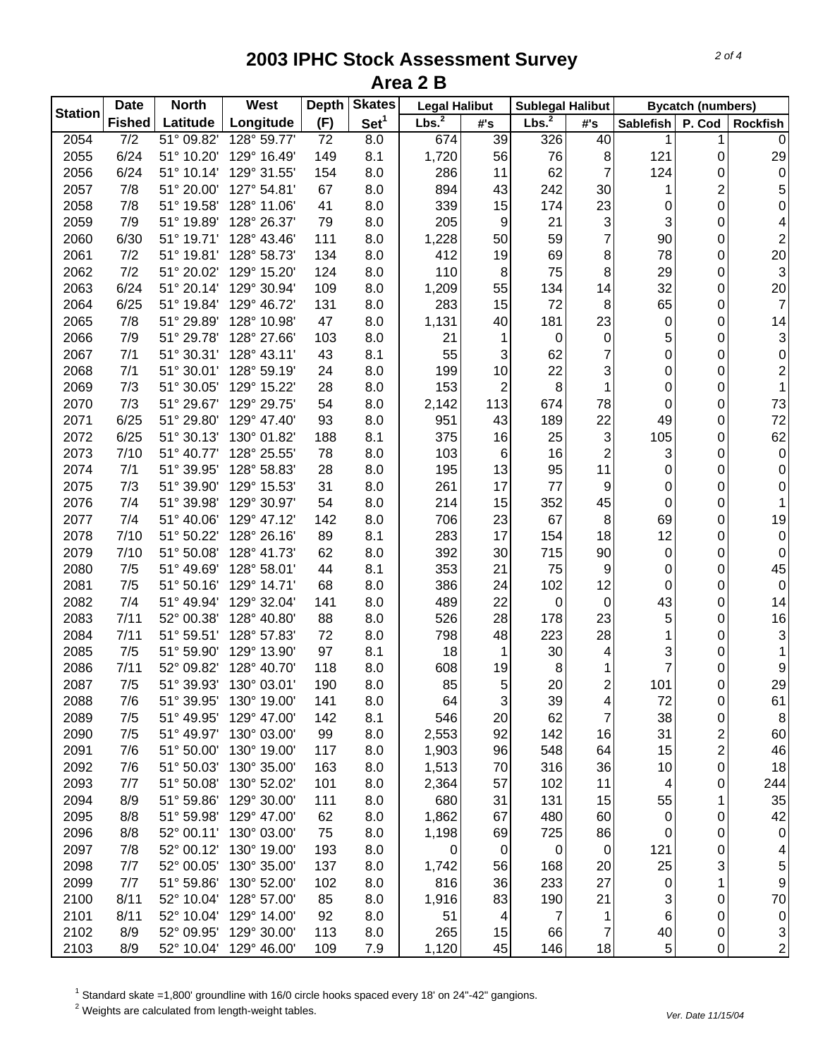# 2003 IPHC Stock Assessment Survey

## Area 2 B

| Station | Date | North | West | Depth | Skates | Legal Halibut | | Sublegal Halibut | | Bycatch (numbers) | | |
|---|---|---|---|---|---|---|---|---|---|---|---|---|
| | Fished | Latitude | Longitude | (F) | Set[1] | Lbs.[2] | #'s | Lbs.[2] | #'s | Sablefish | P. Cod | Rockfish |
| 2054 | 7/2 | 51° 09.82' | 128° 59.77' | 72 | 8.0 | 674 | 39 | 326 | 40 | 1 | 1 | 0 |
| 2055 | 6/24 | 51° 10.20' | 129° 16.49' | 149 | 8.1 | 1,720 | 56 | 76 | 8 | 121 | 0 | 29 |
| 2056 | 6/24 | 51° 10.14' | 129° 31.55' | 154 | 8.0 | 286 | 11 | 62 | 7 | 124 | 0 | 0 |
| 2057 | 7/8 | 51° 20.00' | 127° 54.81' | 67 | 8.0 | 894 | 43 | 242 | 30 | 1 | 2 | 5 |
| 2058 | 7/8 | 51° 19.58' | 128° 11.06' | 41 | 8.0 | 339 | 15 | 174 | 23 | 0 | 0 | 0 |
| 2059 | 7/9 | 51° 19.89' | 128° 26.37' | 79 | 8.0 | 205 | 9 | 21 | 3 | 3 | 0 | 4 |
| 2060 | 6/30 | 51° 19.71' | 128° 43.46' | 111 | 8.0 | 1,228 | 50 | 59 | 7 | 90 | 0 | 2 |
| 2061 | 7/2 | 51° 19.81' | 128° 58.73' | 134 | 8.0 | 412 | 19 | 69 | 8 | 78 | 0 | 20 |
| 2062 | 7/2 | 51° 20.02' | 129° 15.20' | 124 | 8.0 | 110 | 8 | 75 | 8 | 29 | 0 | 3 |
| 2063 | 6/24 | 51° 20.14' | 129° 30.94' | 109 | 8.0 | 1,209 | 55 | 134 | 14 | 32 | 0 | 20 |
| 2064 | 6/25 | 51° 19.84' | 129° 46.72' | 131 | 8.0 | 283 | 15 | 72 | 8 | 65 | 0 | 7 |
| 2065 | 7/8 | 51° 29.89' | 128° 10.98' | 47 | 8.0 | 1,131 | 40 | 181 | 23 | 0 | 0 | 14 |
| 2066 | 7/9 | 51° 29.78' | 128° 27.66' | 103 | 8.0 | 21 | 1 | 0 | 0 | 5 | 0 | 3 |
| 2067 | 7/1 | 51° 30.31' | 128° 43.11' | 43 | 8.1 | 55 | 3 | 62 | 7 | 0 | 0 | 0 |
| 2068 | 7/1 | 51° 30.01' | 128° 59.19' | 24 | 8.0 | 199 | 10 | 22 | 3 | 0 | 0 | 2 |
| 2069 | 7/3 | 51° 30.05' | 129° 15.22' | 28 | 8.0 | 153 | 2 | 8 | 1 | 0 | 0 | 1 |
| 2070 | 7/3 | 51° 29.67' | 129° 29.75' | 54 | 8.0 | 2,142 | 113 | 674 | 78 | 0 | 0 | 73 |
| 2071 | 6/25 | 51° 29.80' | 129° 47.40' | 93 | 8.0 | 951 | 43 | 189 | 22 | 49 | 0 | 72 |
| 2072 | 6/25 | 51° 30.13' | 130° 01.82' | 188 | 8.1 | 375 | 16 | 25 | 3 | 105 | 0 | 62 |
| 2073 | 7/10 | 51° 40.77' | 128° 25.55' | 78 | 8.0 | 103 | 6 | 16 | 2 | 3 | 0 | 0 |
| 2074 | 7/1 | 51° 39.95' | 128° 58.83' | 28 | 8.0 | 195 | 13 | 95 | 11 | 0 | 0 | 0 |
| 2075 | 7/3 | 51° 39.90' | 129° 15.53' | 31 | 8.0 | 261 | 17 | 77 | 9 | 0 | 0 | 0 |
| 2076 | 7/4 | 51° 39.98' | 129° 30.97' | 54 | 8.0 | 214 | 15 | 352 | 45 | 0 | 0 | 1 |
| 2077 | 7/4 | 51° 40.06' | 129° 47.12' | 142 | 8.0 | 706 | 23 | 67 | 8 | 69 | 0 | 19 |
| 2078 | 7/10 | 51° 50.22' | 128° 26.16' | 89 | 8.1 | 283 | 17 | 154 | 18 | 12 | 0 | 0 |
| 2079 | 7/10 | 51° 50.08' | 128° 41.73' | 62 | 8.0 | 392 | 30 | 715 | 90 | 0 | 0 | 0 |
| 2080 | 7/5 | 51° 49.69' | 128° 58.01' | 44 | 8.1 | 353 | 21 | 75 | 9 | 0 | 0 | 45 |
| 2081 | 7/5 | 51° 50.16' | 129° 14.71' | 68 | 8.0 | 386 | 24 | 102 | 12 | 0 | 0 | 0 |
| 2082 | 7/4 | 51° 49.94' | 129° 32.04' | 141 | 8.0 | 489 | 22 | 0 | 0 | 43 | 0 | 14 |
| 2083 | 7/11 | 52° 00.38' | 128° 40.80' | 88 | 8.0 | 526 | 28 | 178 | 23 | 5 | 0 | 16 |
| 2084 | 7/11 | 51° 59.51' | 128° 57.83' | 72 | 8.0 | 798 | 48 | 223 | 28 | 1 | 0 | 3 |
| 2085 | 7/5 | 51° 59.90' | 129° 13.90' | 97 | 8.1 | 18 | 1 | 30 | 4 | 3 | 0 | 1 |
| 2086 | 7/11 | 52° 09.82' | 128° 40.70' | 118 | 8.0 | 608 | 19 | 8 | 1 | 7 | 0 | 9 |
| 2087 | 7/5 | 51° 39.93' | 130° 03.01' | 190 | 8.0 | 85 | 5 | 20 | 2 | 101 | 0 | 29 |
| 2088 | 7/6 | 51° 39.95' | 130° 19.00' | 141 | 8.0 | 64 | 3 | 39 | 4 | 72 | 0 | 61 |
| 2089 | 7/5 | 51° 49.95' | 129° 47.00' | 142 | 8.1 | 546 | 20 | 62 | 7 | 38 | 0 | 8 |
| 2090 | 7/5 | 51° 49.97' | 130° 03.00' | 99 | 8.0 | 2,553 | 92 | 142 | 16 | 31 | 2 | 60 |
| 2091 | 7/6 | 51° 50.00' | 130° 19.00' | 117 | 8.0 | 1,903 | 96 | 548 | 64 | 15 | 2 | 46 |
| 2092 | 7/6 | 51° 50.03' | 130° 35.00' | 163 | 8.0 | 1,513 | 70 | 316 | 36 | 10 | 0 | 18 |
| 2093 | 7/7 | 51° 50.08' | 130° 52.02' | 101 | 8.0 | 2,364 | 57 | 102 | 11 | 4 | 0 | 244 |
| 2094 | 8/9 | 51° 59.86' | 129° 30.00' | 111 | 8.0 | 680 | 31 | 131 | 15 | 55 | 1 | 35 |
| 2095 | 8/8 | 51° 59.98' | 129° 47.00' | 62 | 8.0 | 1,862 | 67 | 480 | 60 | 0 | 0 | 42 |
| 2096 | 8/8 | 52° 00.11' | 130° 03.00' | 75 | 8.0 | 1,198 | 69 | 725 | 86 | 0 | 0 | 0 |
| 2097 | 7/8 | 52° 00.12' | 130° 19.00' | 193 | 8.0 | 0 | 0 | 0 | 0 | 121 | 0 | 4 |
| 2098 | 7/7 | 52° 00.05' | 130° 35.00' | 137 | 8.0 | 1,742 | 56 | 168 | 20 | 25 | 3 | 5 |
| 2099 | 7/7 | 51° 59.86' | 130° 52.00' | 102 | 8.0 | 816 | 36 | 233 | 27 | 0 | 1 | 9 |
| 2100 | 8/11 | 52° 10.04' | 128° 57.00' | 85 | 8.0 | 1,916 | 83 | 190 | 21 | 3 | 0 | 70 |
| 2101 | 8/11 | 52° 10.04' | 129° 14.00' | 92 | 8.0 | 51 | 4 | 7 | 1 | 6 | 0 | 0 |
| 2102 | 8/9 | 52° 09.95' | 129° 30.00' | 113 | 8.0 | 265 | 15 | 66 | 7 | 40 | 0 | 3 |
| 2103 | 8/9 | 52° 10.04' | 129° 46.00' | 109 | 7.9 | 1,120 | 45 | 146 | 18 | 5 | 0 | 2 |

[1] Standard skate =1,800' groundline with 16/0 circle hooks spaced every 18' on 24"-42" gangions.

[2] Weights are calculated from length-weight tables.

*Ver. Date 11/15/04*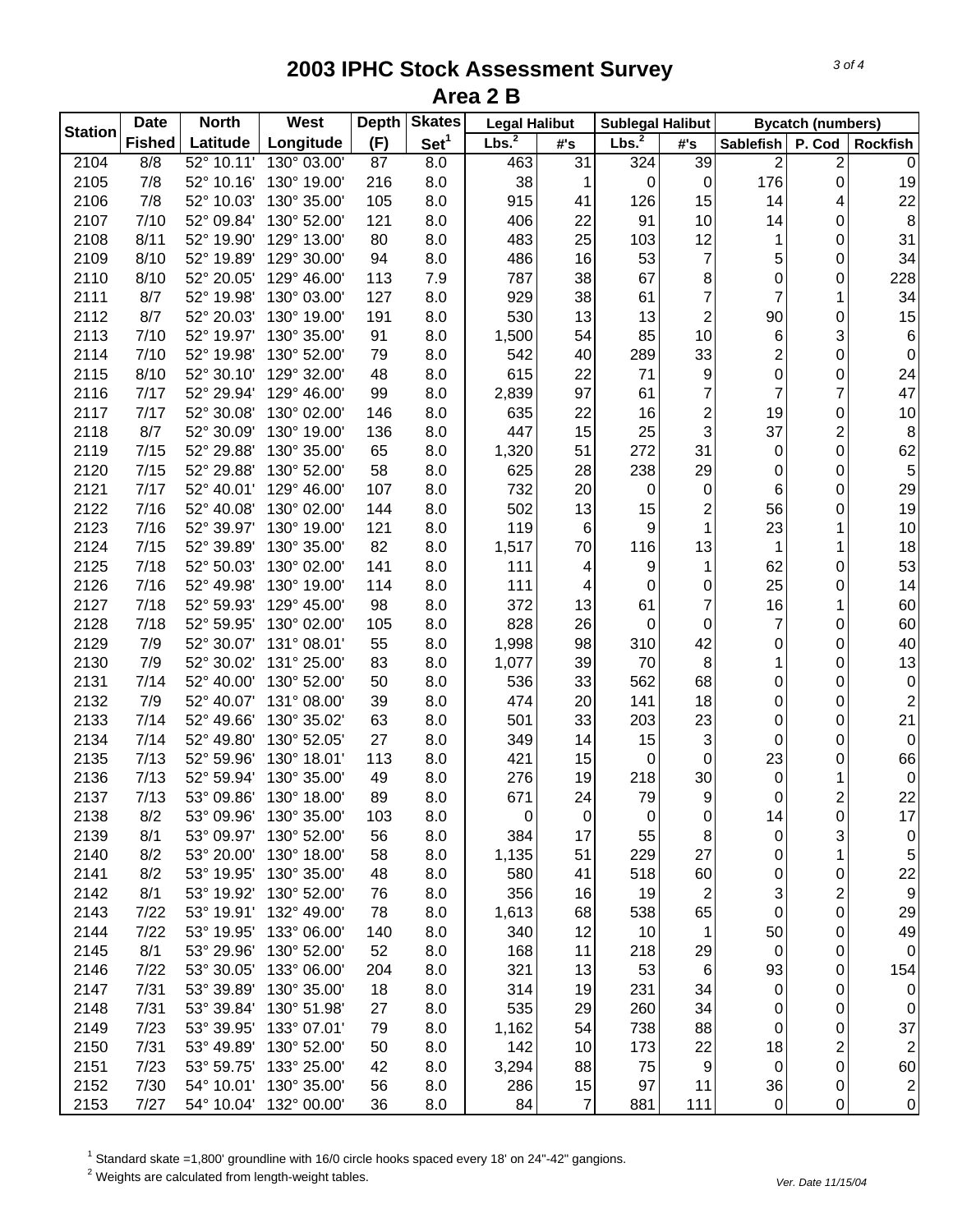# 2003 IPHC Stock Assessment Survey

## Area 2 B

| Station | Date | North | West | Depth | Skates | Legal Halibut | | Sublegal Halibut | | Bycatch (numbers) | | |
|---|---|---|---|---|---|---|---|---|---|---|---|---|
| | Fished | Latitude | Longitude | (F) | Set[1] | Lbs.[2] | #'s | Lbs.[2] | #'s | Sablefish | P. Cod | Rockfish |
| 2104 | 8/8 | 52° 10.11' | 130° 03.00' | 87 | 8.0 | 463 | 31 | 324 | 39 | 2 | 2 | 0 |
| 2105 | 7/8 | 52° 10.16' | 130° 19.00' | 216 | 8.0 | 38 | 1 | 0 | 0 | 176 | 0 | 19 |
| 2106 | 7/8 | 52° 10.03' | 130° 35.00' | 105 | 8.0 | 915 | 41 | 126 | 15 | 14 | 4 | 22 |
| 2107 | 7/10 | 52° 09.84' | 130° 52.00' | 121 | 8.0 | 406 | 22 | 91 | 10 | 14 | 0 | 8 |
| 2108 | 8/11 | 52° 19.90' | 129° 13.00' | 80 | 8.0 | 483 | 25 | 103 | 12 | 1 | 0 | 31 |
| 2109 | 8/10 | 52° 19.89' | 129° 30.00' | 94 | 8.0 | 486 | 16 | 53 | 7 | 5 | 0 | 34 |
| 2110 | 8/10 | 52° 20.05' | 129° 46.00' | 113 | 7.9 | 787 | 38 | 67 | 8 | 0 | 0 | 228 |
| 2111 | 8/7 | 52° 19.98' | 130° 03.00' | 127 | 8.0 | 929 | 38 | 61 | 7 | 7 | 1 | 34 |
| 2112 | 8/7 | 52° 20.03' | 130° 19.00' | 191 | 8.0 | 530 | 13 | 13 | 2 | 90 | 0 | 15 |
| 2113 | 7/10 | 52° 19.97' | 130° 35.00' | 91 | 8.0 | 1,500 | 54 | 85 | 10 | 6 | 3 | 6 |
| 2114 | 7/10 | 52° 19.98' | 130° 52.00' | 79 | 8.0 | 542 | 40 | 289 | 33 | 2 | 0 | 0 |
| 2115 | 8/10 | 52° 30.10' | 129° 32.00' | 48 | 8.0 | 615 | 22 | 71 | 9 | 0 | 0 | 24 |
| 2116 | 7/17 | 52° 29.94' | 129° 46.00' | 99 | 8.0 | 2,839 | 97 | 61 | 7 | 7 | 7 | 47 |
| 2117 | 7/17 | 52° 30.08' | 130° 02.00' | 146 | 8.0 | 635 | 22 | 16 | 2 | 19 | 0 | 10 |
| 2118 | 8/7 | 52° 30.09' | 130° 19.00' | 136 | 8.0 | 447 | 15 | 25 | 3 | 37 | 2 | 8 |
| 2119 | 7/15 | 52° 29.88' | 130° 35.00' | 65 | 8.0 | 1,320 | 51 | 272 | 31 | 0 | 0 | 62 |
| 2120 | 7/15 | 52° 29.88' | 130° 52.00' | 58 | 8.0 | 625 | 28 | 238 | 29 | 0 | 0 | 5 |
| 2121 | 7/17 | 52° 40.01' | 129° 46.00' | 107 | 8.0 | 732 | 20 | 0 | 0 | 6 | 0 | 29 |
| 2122 | 7/16 | 52° 40.08' | 130° 02.00' | 144 | 8.0 | 502 | 13 | 15 | 2 | 56 | 0 | 19 |
| 2123 | 7/16 | 52° 39.97' | 130° 19.00' | 121 | 8.0 | 119 | 6 | 9 | 1 | 23 | 1 | 10 |
| 2124 | 7/15 | 52° 39.89' | 130° 35.00' | 82 | 8.0 | 1,517 | 70 | 116 | 13 | 1 | 1 | 18 |
| 2125 | 7/18 | 52° 50.03' | 130° 02.00' | 141 | 8.0 | 111 | 4 | 9 | 1 | 62 | 0 | 53 |
| 2126 | 7/16 | 52° 49.98' | 130° 19.00' | 114 | 8.0 | 111 | 4 | 0 | 0 | 25 | 0 | 14 |
| 2127 | 7/18 | 52° 59.93' | 129° 45.00' | 98 | 8.0 | 372 | 13 | 61 | 7 | 16 | 1 | 60 |
| 2128 | 7/18 | 52° 59.95' | 130° 02.00' | 105 | 8.0 | 828 | 26 | 0 | 0 | 7 | 0 | 60 |
| 2129 | 7/9 | 52° 30.07' | 131° 08.01' | 55 | 8.0 | 1,998 | 98 | 310 | 42 | 0 | 0 | 40 |
| 2130 | 7/9 | 52° 30.02' | 131° 25.00' | 83 | 8.0 | 1,077 | 39 | 70 | 8 | 1 | 0 | 13 |
| 2131 | 7/14 | 52° 40.00' | 130° 52.00' | 50 | 8.0 | 536 | 33 | 562 | 68 | 0 | 0 | 0 |
| 2132 | 7/9 | 52° 40.07' | 131° 08.00' | 39 | 8.0 | 474 | 20 | 141 | 18 | 0 | 0 | 2 |
| 2133 | 7/14 | 52° 49.66' | 130° 35.02' | 63 | 8.0 | 501 | 33 | 203 | 23 | 0 | 0 | 21 |
| 2134 | 7/14 | 52° 49.80' | 130° 52.05' | 27 | 8.0 | 349 | 14 | 15 | 3 | 0 | 0 | 0 |
| 2135 | 7/13 | 52° 59.96' | 130° 18.01' | 113 | 8.0 | 421 | 15 | 0 | 0 | 23 | 0 | 66 |
| 2136 | 7/13 | 52° 59.94' | 130° 35.00' | 49 | 8.0 | 276 | 19 | 218 | 30 | 0 | 1 | 0 |
| 2137 | 7/13 | 53° 09.86' | 130° 18.00' | 89 | 8.0 | 671 | 24 | 79 | 9 | 0 | 2 | 22 |
| 2138 | 8/2 | 53° 09.96' | 130° 35.00' | 103 | 8.0 | 0 | 0 | 0 | 0 | 14 | 0 | 17 |
| 2139 | 8/1 | 53° 09.97' | 130° 52.00' | 56 | 8.0 | 384 | 17 | 55 | 8 | 0 | 3 | 0 |
| 2140 | 8/2 | 53° 20.00' | 130° 18.00' | 58 | 8.0 | 1,135 | 51 | 229 | 27 | 0 | 1 | 5 |
| 2141 | 8/2 | 53° 19.95' | 130° 35.00' | 48 | 8.0 | 580 | 41 | 518 | 60 | 0 | 0 | 22 |
| 2142 | 8/1 | 53° 19.92' | 130° 52.00' | 76 | 8.0 | 356 | 16 | 19 | 2 | 3 | 2 | 9 |
| 2143 | 7/22 | 53° 19.91' | 132° 49.00' | 78 | 8.0 | 1,613 | 68 | 538 | 65 | 0 | 0 | 29 |
| 2144 | 7/22 | 53° 19.95' | 133° 06.00' | 140 | 8.0 | 340 | 12 | 10 | 1 | 50 | 0 | 49 |
| 2145 | 8/1 | 53° 29.96' | 130° 52.00' | 52 | 8.0 | 168 | 11 | 218 | 29 | 0 | 0 | 0 |
| 2146 | 7/22 | 53° 30.05' | 133° 06.00' | 204 | 8.0 | 321 | 13 | 53 | 6 | 93 | 0 | 154 |
| 2147 | 7/31 | 53° 39.89' | 130° 35.00' | 18 | 8.0 | 314 | 19 | 231 | 34 | 0 | 0 | 0 |
| 2148 | 7/31 | 53° 39.84' | 130° 51.98' | 27 | 8.0 | 535 | 29 | 260 | 34 | 0 | 0 | 0 |
| 2149 | 7/23 | 53° 39.95' | 133° 07.01' | 79 | 8.0 | 1,162 | 54 | 738 | 88 | 0 | 0 | 37 |
| 2150 | 7/31 | 53° 49.89' | 130° 52.00' | 50 | 8.0 | 142 | 10 | 173 | 22 | 18 | 2 | 2 |
| 2151 | 7/23 | 53° 59.75' | 133° 25.00' | 42 | 8.0 | 3,294 | 88 | 75 | 9 | 0 | 0 | 60 |
| 2152 | 7/30 | 54° 10.01' | 130° 35.00' | 56 | 8.0 | 286 | 15 | 97 | 11 | 36 | 0 | 2 |
| 2153 | 7/27 | 54° 10.04' | 132° 00.00' | 36 | 8.0 | 84 | 7 | 881 | 111 | 0 | 0 | 0 |

[1] Standard skate =1,800' groundline with 16/0 circle hooks spaced every 18' on 24"-42" gangions.

[2] Weights are calculated from length-weight tables.

*Ver. Date 11/15/04*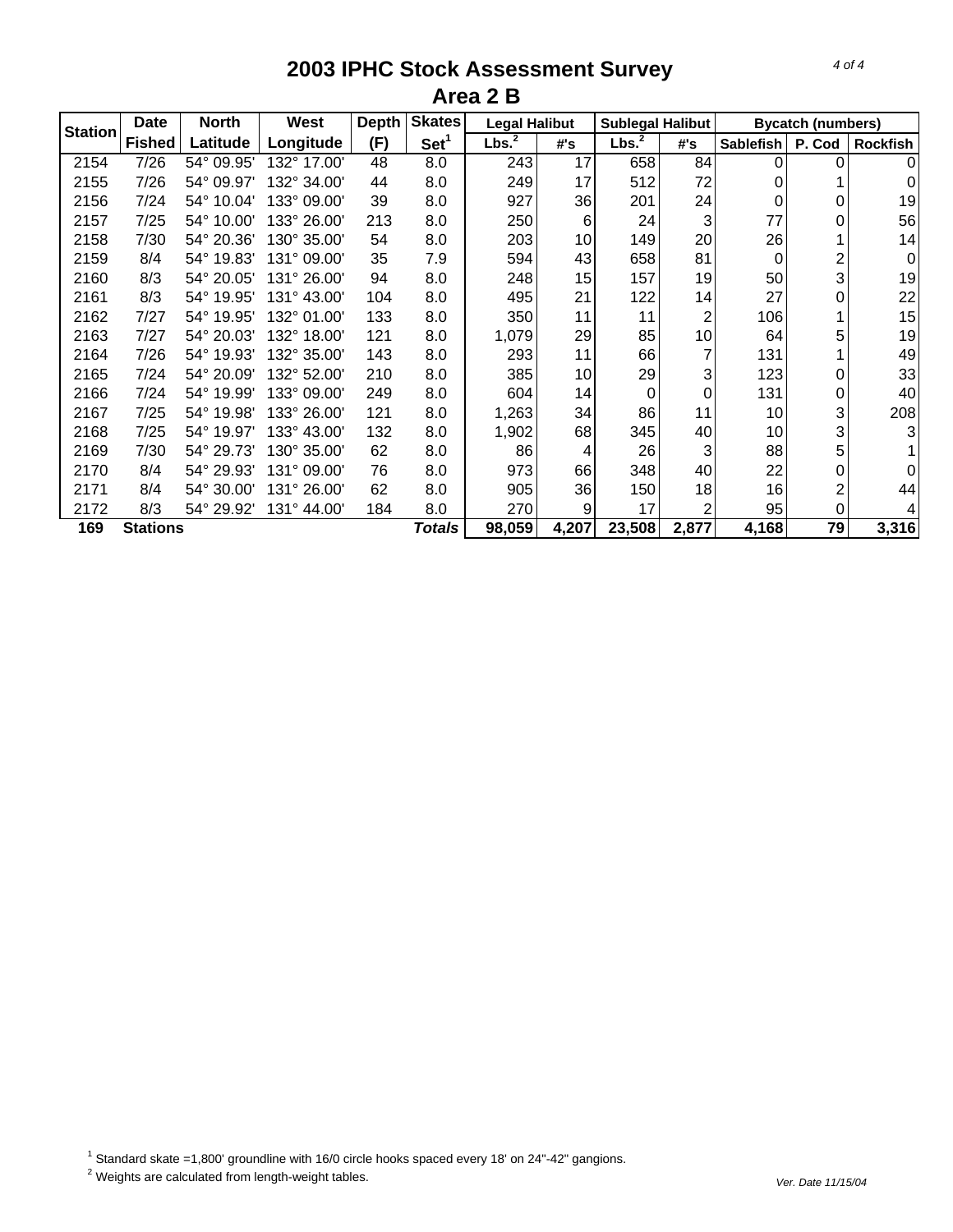# 2003 IPHC Stock Assessment Survey
## Area 2 B

| Station | Date Fished | North Latitude | West Longitude | Depth (F) | Skates Set[1] | Legal Halibut Lbs.[2] | Legal Halibut #'s | Sublegal Halibut Lbs.[2] | Sublegal Halibut #'s | Bycatch (numbers) Sablefish | P. Cod | Rockfish |
|---|---|---|---|---|---|---|---|---|---|---|---|---|
| 2154 | 7/26 | 54° 09.95' | 132° 17.00' | 48 | 8.0 | 243 | 17 | 658 | 84 | 0 | 0 | 0 |
| 2155 | 7/26 | 54° 09.97' | 132° 34.00' | 44 | 8.0 | 249 | 17 | 512 | 72 | 0 | 1 | 0 |
| 2156 | 7/24 | 54° 10.04' | 133° 09.00' | 39 | 8.0 | 927 | 36 | 201 | 24 | 0 | 0 | 19 |
| 2157 | 7/25 | 54° 10.00' | 133° 26.00' | 213 | 8.0 | 250 | 6 | 24 | 3 | 77 | 0 | 56 |
| 2158 | 7/30 | 54° 20.36' | 130° 35.00' | 54 | 8.0 | 203 | 10 | 149 | 20 | 26 | 1 | 14 |
| 2159 | 8/4 | 54° 19.83' | 131° 09.00' | 35 | 7.9 | 594 | 43 | 658 | 81 | 0 | 2 | 0 |
| 2160 | 8/3 | 54° 20.05' | 131° 26.00' | 94 | 8.0 | 248 | 15 | 157 | 19 | 50 | 3 | 19 |
| 2161 | 8/3 | 54° 19.95' | 131° 43.00' | 104 | 8.0 | 495 | 21 | 122 | 14 | 27 | 0 | 22 |
| 2162 | 7/27 | 54° 19.95' | 132° 01.00' | 133 | 8.0 | 350 | 11 | 11 | 2 | 106 | 1 | 15 |
| 2163 | 7/27 | 54° 20.03' | 132° 18.00' | 121 | 8.0 | 1,079 | 29 | 85 | 10 | 64 | 5 | 19 |
| 2164 | 7/26 | 54° 19.93' | 132° 35.00' | 143 | 8.0 | 293 | 11 | 66 | 7 | 131 | 1 | 49 |
| 2165 | 7/24 | 54° 20.09' | 132° 52.00' | 210 | 8.0 | 385 | 10 | 29 | 3 | 123 | 0 | 33 |
| 2166 | 7/24 | 54° 19.99' | 133° 09.00' | 249 | 8.0 | 604 | 14 | 0 | 0 | 131 | 0 | 40 |
| 2167 | 7/25 | 54° 19.98' | 133° 26.00' | 121 | 8.0 | 1,263 | 34 | 86 | 11 | 10 | 3 | 208 |
| 2168 | 7/25 | 54° 19.97' | 133° 43.00' | 132 | 8.0 | 1,902 | 68 | 345 | 40 | 10 | 3 | 3 |
| 2169 | 7/30 | 54° 29.73' | 130° 35.00' | 62 | 8.0 | 86 | 4 | 26 | 3 | 88 | 5 | 1 |
| 2170 | 8/4 | 54° 29.93' | 131° 09.00' | 76 | 8.0 | 973 | 66 | 348 | 40 | 22 | 0 | 0 |
| 2171 | 8/4 | 54° 30.00' | 131° 26.00' | 62 | 8.0 | 905 | 36 | 150 | 18 | 16 | 2 | 44 |
| 2172 | 8/3 | 54° 29.92' | 131° 44.00' | 184 | 8.0 | 270 | 9 | 17 | 2 | 95 | 0 | 4 |
| **169** | **Stations** | | | | ***Totals*** | **98,059** | **4,207** | **23,508** | **2,877** | **4,168** | **79** | **3,316** |

[1] Standard skate =1,800' groundline with 16/0 circle hooks spaced every 18' on 24"-42" gangions.

[2] Weights are calculated from length-weight tables.

*Ver. Date 11/15/04*